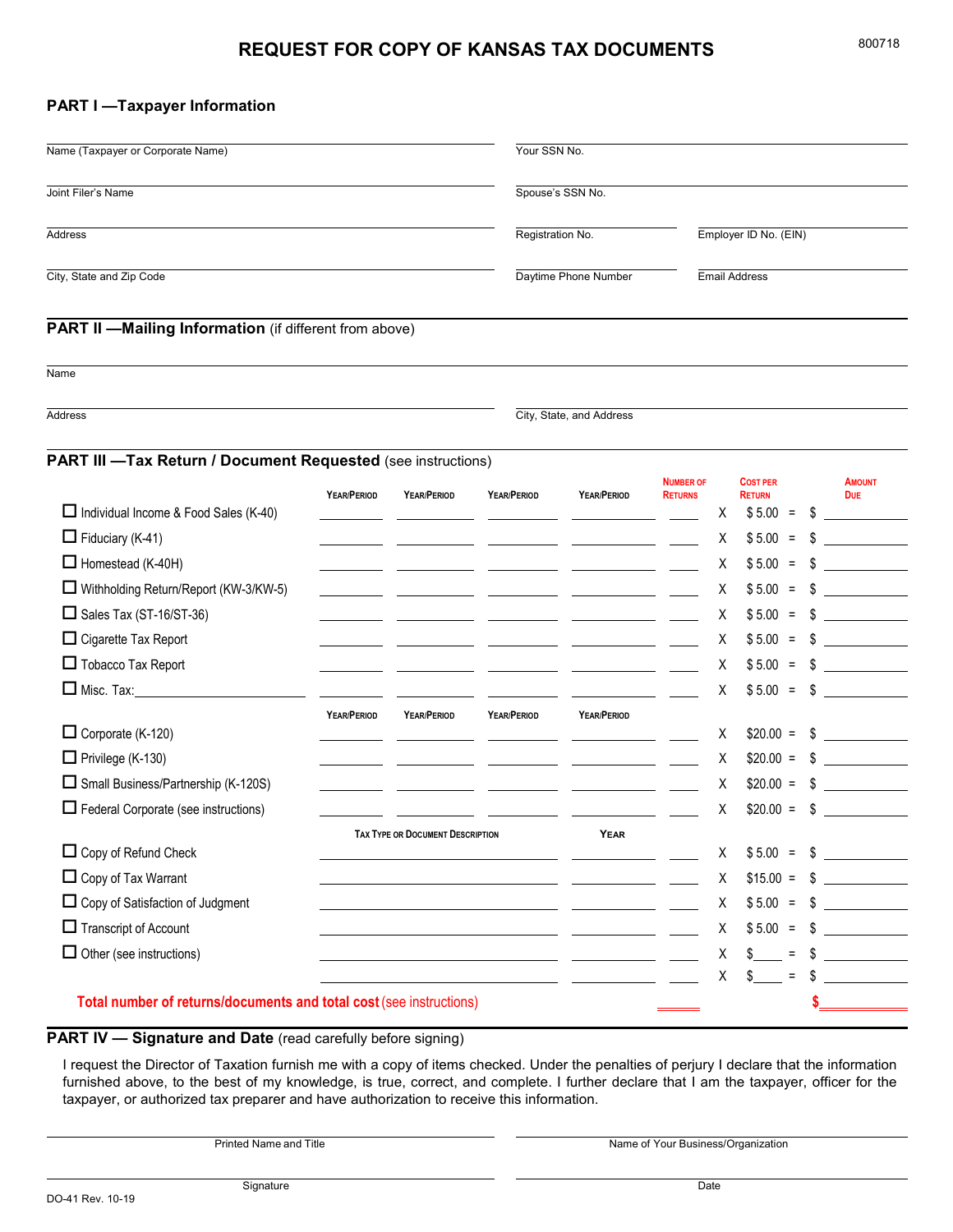# REQUEST FOR COPY OF KANSAS TAX DOCUMENTS

800718

## PART I —Taxpayer Information

| | |
|---|---|
| Name (Taxpayer or Corporate Name) | Your SSN No. |
| Joint Filer's Name | Spouse's SSN No. |
| Address | Registration No. / Employer ID No. (EIN) |
| City, State and Zip Code | Daytime Phone Number / Email Address |

## PART II —Mailing Information (if different from above)

| | |
|---|---|
| Name | |
| Address | City, State, and Address |

## PART III —Tax Return / Document Requested (see instructions)

| | Year/Period | Year/Period | Year/Period | Year/Period | Number of Returns | | Cost per Return | | Amount Due |
|---|---|---|---|---|---|---|---|---|---|
| ☐ Individual Income & Food Sales (K-40) | | | | | | X | $ 5.00 | = | $ |
| ☐ Fiduciary (K-41) | | | | | | X | $ 5.00 | = | $ |
| ☐ Homestead (K-40H) | | | | | | X | $ 5.00 | = | $ |
| ☐ Withholding Return/Report (KW-3/KW-5) | | | | | | X | $ 5.00 | = | $ |
| ☐ Sales Tax (ST-16/ST-36) | | | | | | X | $ 5.00 | = | $ |
| ☐ Cigarette Tax Report | | | | | | X | $ 5.00 | = | $ |
| ☐ Tobacco Tax Report | | | | | | X | $ 5.00 | = | $ |
| ☐ Misc. Tax: | | | | | | X | $ 5.00 | = | $ |
| | Year/Period | Year/Period | Year/Period | Year/Period | | | | | |
| ☐ Corporate (K-120) | | | | | | X | $20.00 | = | $ |
| ☐ Privilege (K-130) | | | | | | X | $20.00 | = | $ |
| ☐ Small Business/Partnership (K-120S) | | | | | | X | $20.00 | = | $ |
| ☐ Federal Corporate (see instructions) | | | | | | X | $20.00 | = | $ |
| | Tax Type or Document Description | | | Year | | | | | |
| ☐ Copy of Refund Check | | | | | | X | $ 5.00 | = | $ |
| ☐ Copy of Tax Warrant | | | | | | X | $15.00 | = | $ |
| ☐ Copy of Satisfaction of Judgment | | | | | | X | $ 5.00 | = | $ |
| ☐ Transcript of Account | | | | | | X | $ 5.00 | = | $ |
| ☐ Other (see instructions) | | | | | | X | $____ | = | $ |
| | | | | | | X | $____ | = | $ |
| **Total number of returns/documents and total cost** (see instructions) | | | | | | | | | **$** |

## PART IV — Signature and Date (read carefully before signing)

I request the Director of Taxation furnish me with a copy of items checked. Under the penalties of perjury I declare that the information furnished above, to the best of my knowledge, is true, correct, and complete. I further declare that I am the taxpayer, officer for the taxpayer, or authorized tax preparer and have authorization to receive this information.

| | |
|---|---|
| Printed Name and Title | Name of Your Business/Organization |
| Signature | Date |

DO-41 Rev. 10-19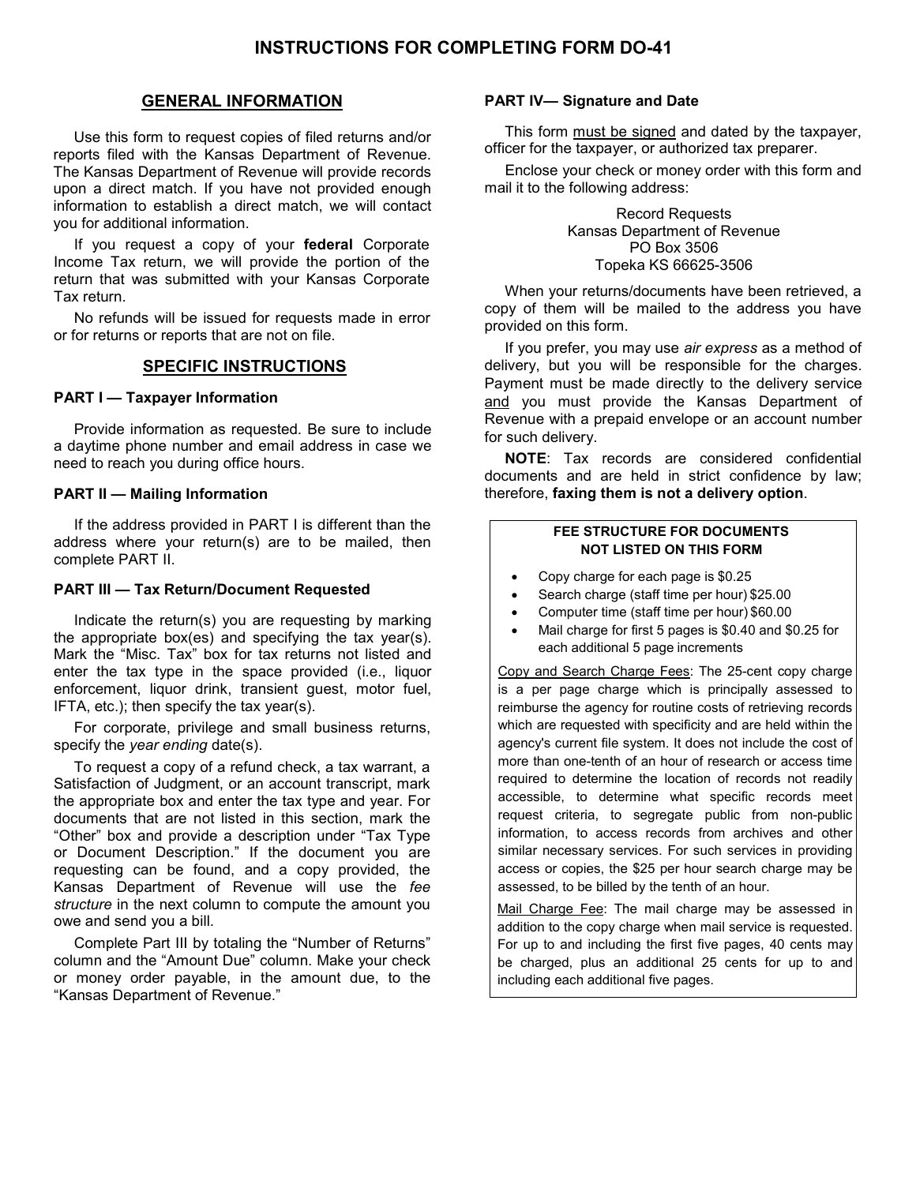# INSTRUCTIONS FOR COMPLETING FORM DO-41

## GENERAL INFORMATION

Use this form to request copies of filed returns and/or reports filed with the Kansas Department of Revenue. The Kansas Department of Revenue will provide records upon a direct match. If you have not provided enough information to establish a direct match, we will contact you for additional information.

If you request a copy of your **federal** Corporate Income Tax return, we will provide the portion of the return that was submitted with your Kansas Corporate Tax return.

No refunds will be issued for requests made in error or for returns or reports that are not on file.

## SPECIFIC INSTRUCTIONS

### PART I — Taxpayer Information

Provide information as requested. Be sure to include a daytime phone number and email address in case we need to reach you during office hours.

### PART II — Mailing Information

If the address provided in PART I is different than the address where your return(s) are to be mailed, then complete PART II.

### PART III — Tax Return/Document Requested

Indicate the return(s) you are requesting by marking the appropriate box(es) and specifying the tax year(s). Mark the "Misc. Tax" box for tax returns not listed and enter the tax type in the space provided (i.e., liquor enforcement, liquor drink, transient guest, motor fuel, IFTA, etc.); then specify the tax year(s).

For corporate, privilege and small business returns, specify the *year ending* date(s).

To request a copy of a refund check, a tax warrant, a Satisfaction of Judgment, or an account transcript, mark the appropriate box and enter the tax type and year. For documents that are not listed in this section, mark the "Other" box and provide a description under "Tax Type or Document Description." If the document you are requesting can be found, and a copy provided, the Kansas Department of Revenue will use the *fee structure* in the next column to compute the amount you owe and send you a bill.

Complete Part III by totaling the "Number of Returns" column and the "Amount Due" column. Make your check or money order payable, in the amount due, to the "Kansas Department of Revenue."

### PART IV— Signature and Date

This form must be signed and dated by the taxpayer, officer for the taxpayer, or authorized tax preparer.

Enclose your check or money order with this form and mail it to the following address:

Record Requests
Kansas Department of Revenue
PO Box 3506
Topeka KS 66625-3506

When your returns/documents have been retrieved, a copy of them will be mailed to the address you have provided on this form.

If you prefer, you may use *air express* as a method of delivery, but you will be responsible for the charges. Payment must be made directly to the delivery service and you must provide the Kansas Department of Revenue with a prepaid envelope or an account number for such delivery.

**NOTE**: Tax records are considered confidential documents and are held in strict confidence by law; therefore, **faxing them is not a delivery option**.

**FEE STRUCTURE FOR DOCUMENTS NOT LISTED ON THIS FORM**

- Copy charge for each page is $0.25
- Search charge (staff time per hour) $25.00
- Computer time (staff time per hour) $60.00
- Mail charge for first 5 pages is $0.40 and $0.25 for each additional 5 page increments

Copy and Search Charge Fees: The 25-cent copy charge is a per page charge which is principally assessed to reimburse the agency for routine costs of retrieving records which are requested with specificity and are held within the agency's current file system. It does not include the cost of more than one-tenth of an hour of research or access time required to determine the location of records not readily accessible, to determine what specific records meet request criteria, to segregate public from non-public information, to access records from archives and other similar necessary services. For such services in providing access or copies, the $25 per hour search charge may be assessed, to be billed by the tenth of an hour.

Mail Charge Fee: The mail charge may be assessed in addition to the copy charge when mail service is requested. For up to and including the first five pages, 40 cents may be charged, plus an additional 25 cents for up to and including each additional five pages.